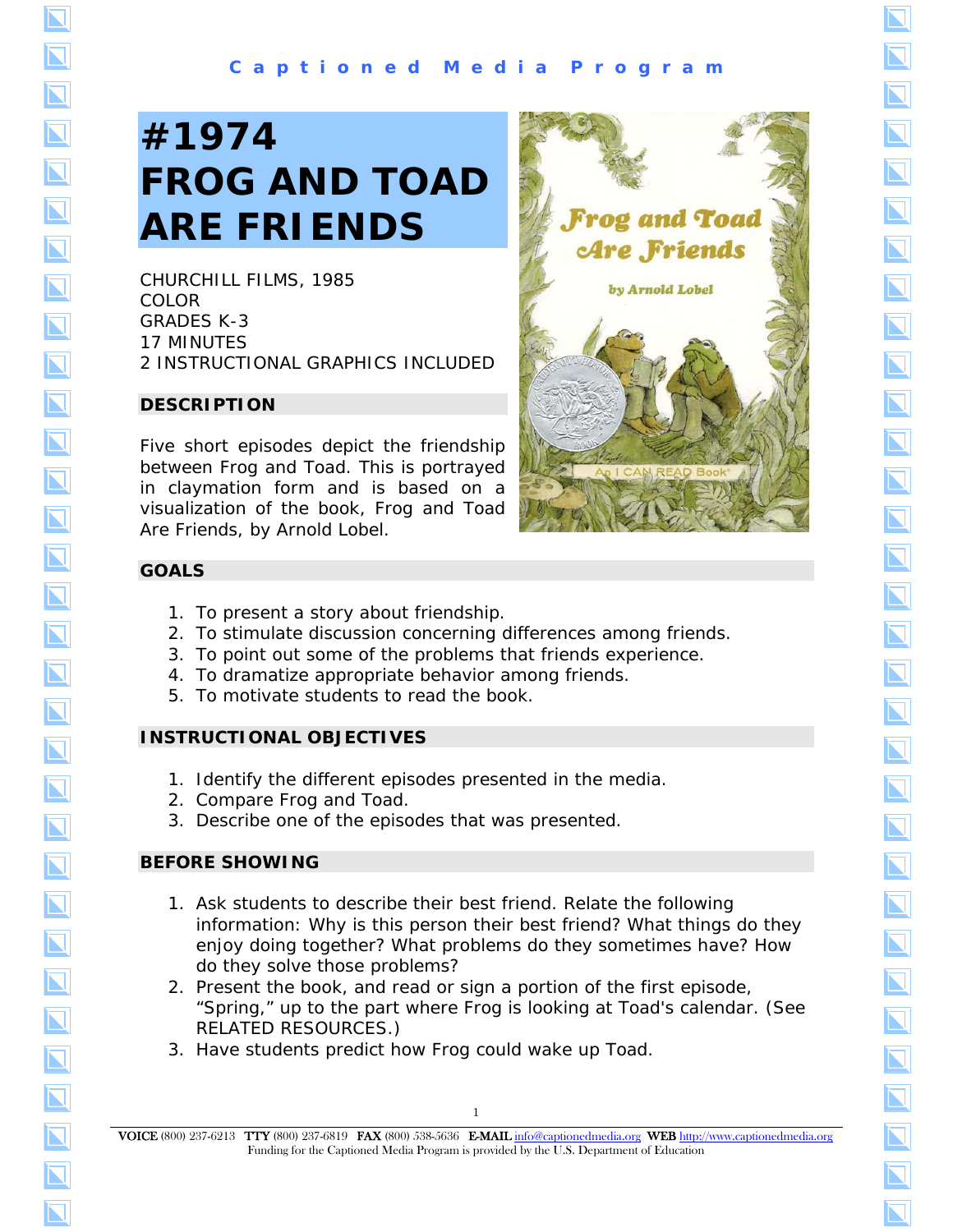# #1974 FROG AND TOAD ARE FRIENDS

CHURCHILL FILMS, 1985
COLOR
GRADES K-3
17 MINUTES
2 INSTRUCTIONAL GRAPHICS INCLUDED

## DESCRIPTION

Five short episodes depict the friendship between Frog and Toad. This is portrayed in claymation form and is based on a visualization of the book, Frog and Toad Are Friends, by Arnold Lobel.

## GOALS

1. To present a story about friendship.
2. To stimulate discussion concerning differences among friends.
3. To point out some of the problems that friends experience.
4. To dramatize appropriate behavior among friends.
5. To motivate students to read the book.

## INSTRUCTIONAL OBJECTIVES

1. Identify the different episodes presented in the media.
2. Compare Frog and Toad.
3. Describe one of the episodes that was presented.

## BEFORE SHOWING

1. Ask students to describe their best friend. Relate the following information: Why is this person their best friend? What things do they enjoy doing together? What problems do they sometimes have? How do they solve those problems?
2. Present the book, and read or sign a portion of the first episode, "Spring," up to the part where Frog is looking at Toad's calendar. (See RELATED RESOURCES.)
3. Have students predict how Frog could wake up Toad.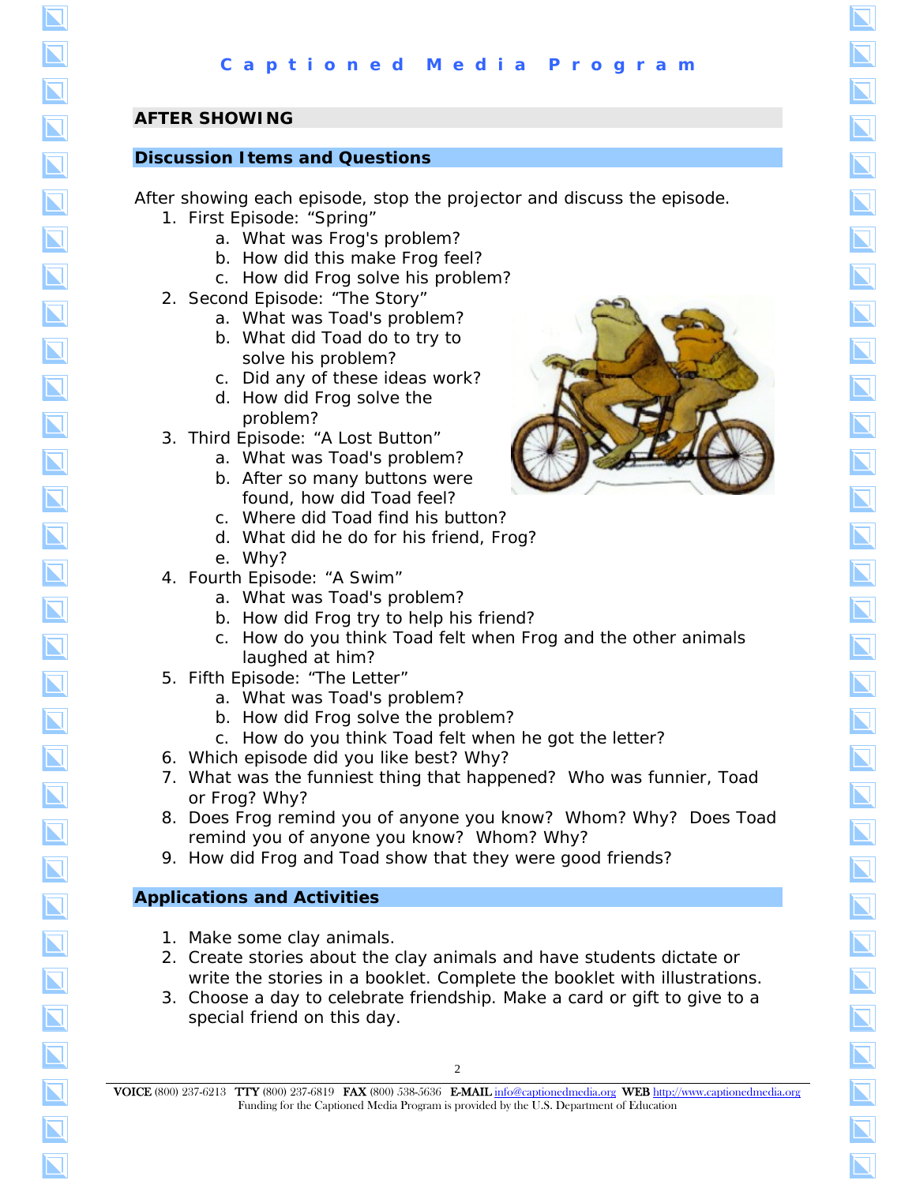## AFTER SHOWING

### Discussion Items and Questions

After showing each episode, stop the projector and discuss the episode.

1. First Episode: “Spring”
    a. What was Frog's problem?
    b. How did this make Frog feel?
    c. How did Frog solve his problem?
2. Second Episode: “The Story”
    a. What was Toad's problem?
    b. What did Toad do to try to solve his problem?
    c. Did any of these ideas work?
    d. How did Frog solve the problem?
3. Third Episode: “A Lost Button”
    a. What was Toad's problem?
    b. After so many buttons were found, how did Toad feel?
    c. Where did Toad find his button?
    d. What did he do for his friend, Frog?
    e. Why?
4. Fourth Episode: “A Swim”
    a. What was Toad's problem?
    b. How did Frog try to help his friend?
    c. How do you think Toad felt when Frog and the other animals laughed at him?
5. Fifth Episode: “The Letter”
    a. What was Toad's problem?
    b. How did Frog solve the problem?
    c. How do you think Toad felt when he got the letter?
6. Which episode did you like best? Why?
7. What was the funniest thing that happened? Who was funnier, Toad or Frog? Why?
8. Does Frog remind you of anyone you know? Whom? Why? Does Toad remind you of anyone you know? Whom? Why?
9. How did Frog and Toad show that they were good friends?

### Applications and Activities

1. Make some clay animals.
2. Create stories about the clay animals and have students dictate or write the stories in a booklet. Complete the booklet with illustrations.
3. Choose a day to celebrate friendship. Make a card or gift to give to a special friend on this day.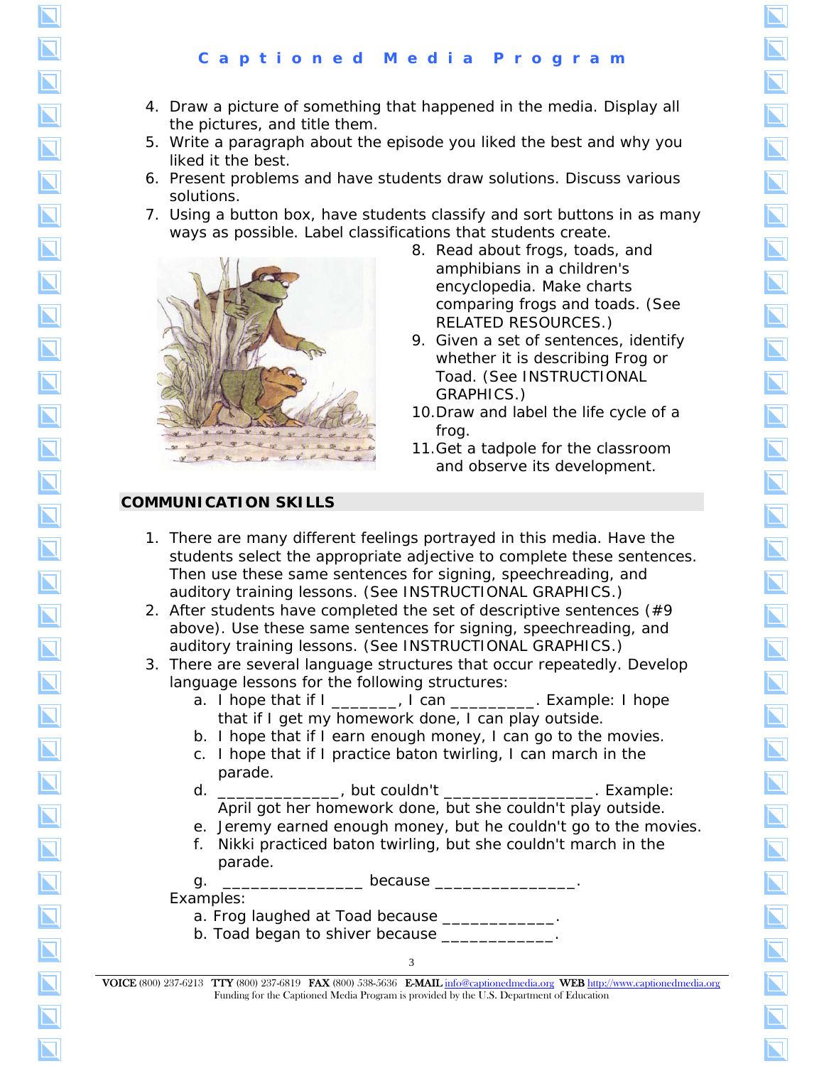4. Draw a picture of something that happened in the media. Display all the pictures, and title them.
5. Write a paragraph about the episode you liked the best and why you liked it the best.
6. Present problems and have students draw solutions. Discuss various solutions.
7. Using a button box, have students classify and sort buttons in as many ways as possible. Label classifications that students create.
8. Read about frogs, toads, and amphibians in a children's encyclopedia. Make charts comparing frogs and toads. (See RELATED RESOURCES.)
9. Given a set of sentences, identify whether it is describing Frog or Toad. (See INSTRUCTIONAL GRAPHICS.)
10. Draw and label the life cycle of a frog.
11. Get a tadpole for the classroom and observe its development.

## COMMUNICATION SKILLS

1. There are many different feelings portrayed in this media. Have the students select the appropriate adjective to complete these sentences. Then use these same sentences for signing, speechreading, and auditory training lessons. (See INSTRUCTIONAL GRAPHICS.)
2. After students have completed the set of descriptive sentences (#9 above). Use these same sentences for signing, speechreading, and auditory training lessons. (See INSTRUCTIONAL GRAPHICS.)
3. There are several language structures that occur repeatedly. Develop language lessons for the following structures:
   a. I hope that if I _______, I can _________. Example: I hope that if I get my homework done, I can play outside.
   b. I hope that if I earn enough money, I can go to the movies.
   c. I hope that if I practice baton twirling, I can march in the parade.
   d. _____________, but couldn't ________________. Example: April got her homework done, but she couldn't play outside.
   e. Jeremy earned enough money, but he couldn't go to the movies.
   f. Nikki practiced baton twirling, but she couldn't march in the parade.
   g. _______________ because _______________.

   Examples:
   a. Frog laughed at Toad because ____________.
   b. Toad began to shiver because ____________.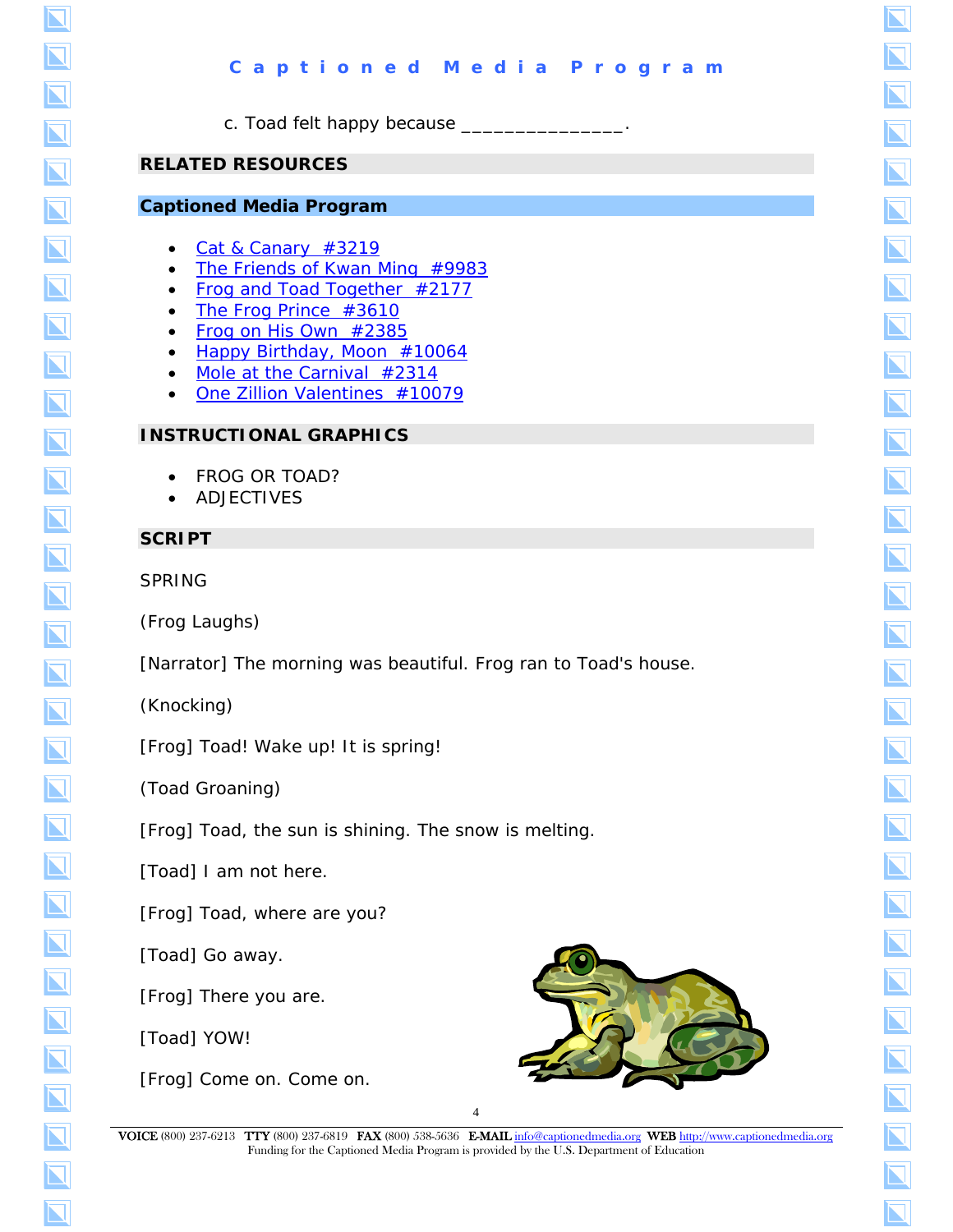c. Toad felt happy because _______________.

## RELATED RESOURCES

### Captioned Media Program

- Cat & Canary #3219
- The Friends of Kwan Ming #9983
- Frog and Toad Together #2177
- The Frog Prince #3610
- Frog on His Own #2385
- Happy Birthday, Moon #10064
- Mole at the Carnival #2314
- One Zillion Valentines #10079

## INSTRUCTIONAL GRAPHICS

- FROG OR TOAD?
- ADJECTIVES

## SCRIPT

SPRING

(Frog Laughs)

[Narrator] The morning was beautiful. Frog ran to Toad's house.

(Knocking)

[Frog] Toad! Wake up! It is spring!

(Toad Groaning)

[Frog] Toad, the sun is shining. The snow is melting.

[Toad] I am not here.

[Frog] Toad, where are you?

[Toad] Go away.

[Frog] There you are.

[Toad] YOW!

[Frog] Come on. Come on.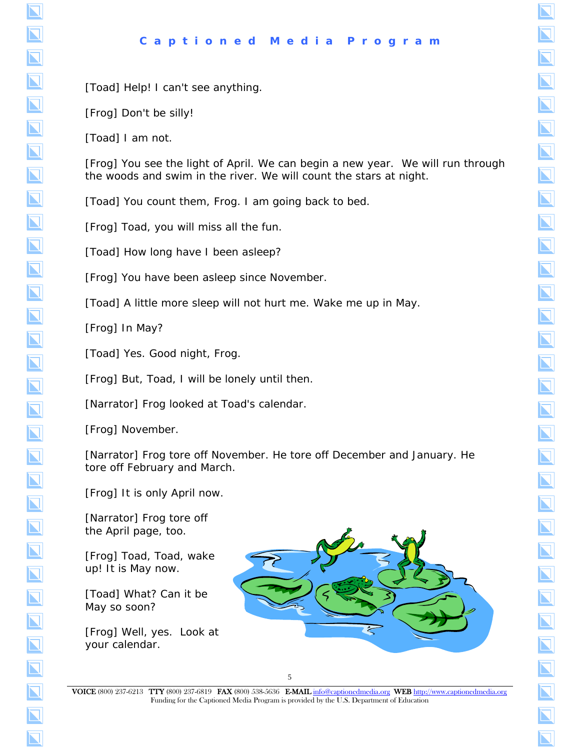[Toad] Help! I can't see anything.

[Frog] Don't be silly!

[Toad] I am not.

[Frog] You see the light of April. We can begin a new year. We will run through the woods and swim in the river. We will count the stars at night.

[Toad] You count them, Frog. I am going back to bed.

[Frog] Toad, you will miss all the fun.

[Toad] How long have I been asleep?

[Frog] You have been asleep since November.

[Toad] A little more sleep will not hurt me. Wake me up in May.

[Frog] In May?

[Toad] Yes. Good night, Frog.

[Frog] But, Toad, I will be lonely until then.

[Narrator] Frog looked at Toad's calendar.

[Frog] November.

[Narrator] Frog tore off November. He tore off December and January. He tore off February and March.

[Frog] It is only April now.

[Narrator] Frog tore off the April page, too.

[Frog] Toad, Toad, wake up! It is May now.

[Toad] What? Can it be May so soon?

[Frog] Well, yes. Look at your calendar.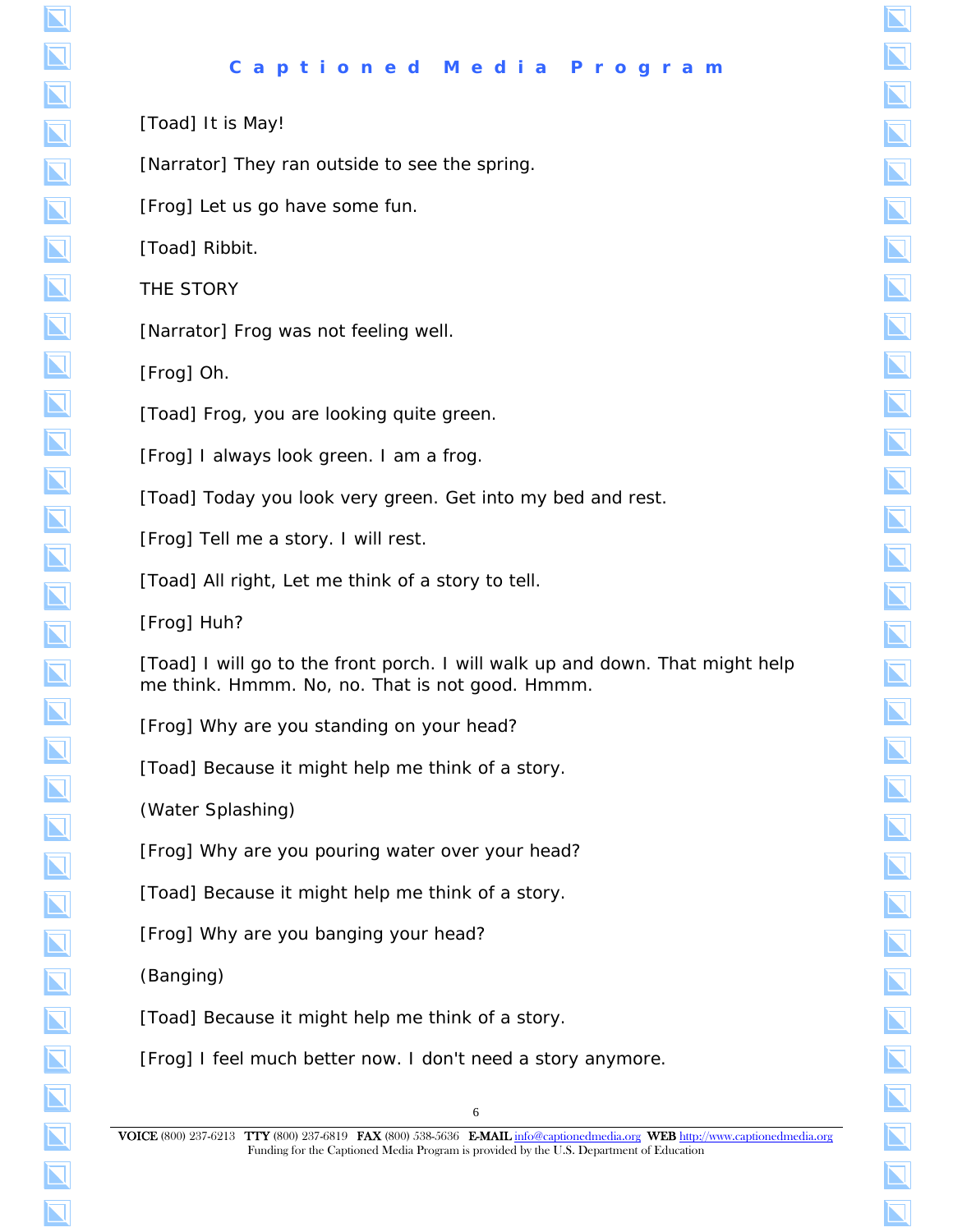[Toad] It is May!

[Narrator] They ran outside to see the spring.

[Frog] Let us go have some fun.

[Toad] Ribbit.

THE STORY

[Narrator] Frog was not feeling well.

[Frog] Oh.

[Toad] Frog, you are looking quite green.

[Frog] I always look green. I am a frog.

[Toad] Today you look very green. Get into my bed and rest.

[Frog] Tell me a story. I will rest.

[Toad] All right, Let me think of a story to tell.

[Frog] Huh?

[Toad] I will go to the front porch. I will walk up and down. That might help me think. Hmmm. No, no. That is not good. Hmmm.

[Frog] Why are you standing on your head?

[Toad] Because it might help me think of a story.

(Water Splashing)

[Frog] Why are you pouring water over your head?

[Toad] Because it might help me think of a story.

[Frog] Why are you banging your head?

(Banging)

[Toad] Because it might help me think of a story.

[Frog] I feel much better now. I don't need a story anymore.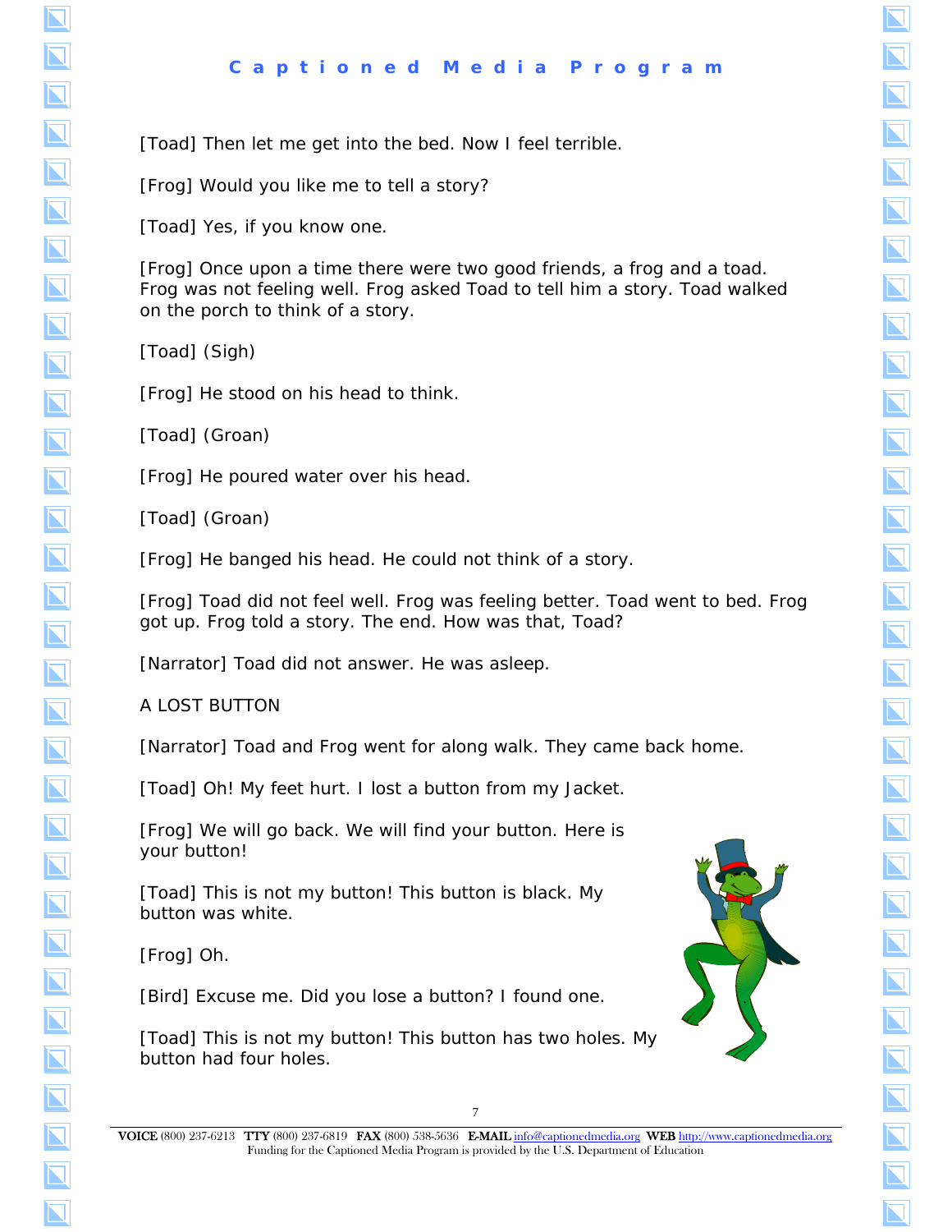[Toad] Then let me get into the bed. Now I feel terrible.

[Frog] Would you like me to tell a story?

[Toad] Yes, if you know one.

[Frog] Once upon a time there were two good friends, a frog and a toad. Frog was not feeling well. Frog asked Toad to tell him a story. Toad walked on the porch to think of a story.

[Toad] (Sigh)

[Frog] He stood on his head to think.

[Toad] (Groan)

[Frog] He poured water over his head.

[Toad] (Groan)

[Frog] He banged his head. He could not think of a story.

[Frog] Toad did not feel well. Frog was feeling better. Toad went to bed. Frog got up. Frog told a story. The end. How was that, Toad?

[Narrator] Toad did not answer. He was asleep.

A LOST BUTTON

[Narrator] Toad and Frog went for along walk. They came back home.

[Toad] Oh! My feet hurt. I lost a button from my Jacket.

[Frog] We will go back. We will find your button. Here is your button!

[Toad] This is not my button! This button is black. My button was white.

[Frog] Oh.

[Bird] Excuse me. Did you lose a button? I found one.

[Toad] This is not my button! This button has two holes. My button had four holes.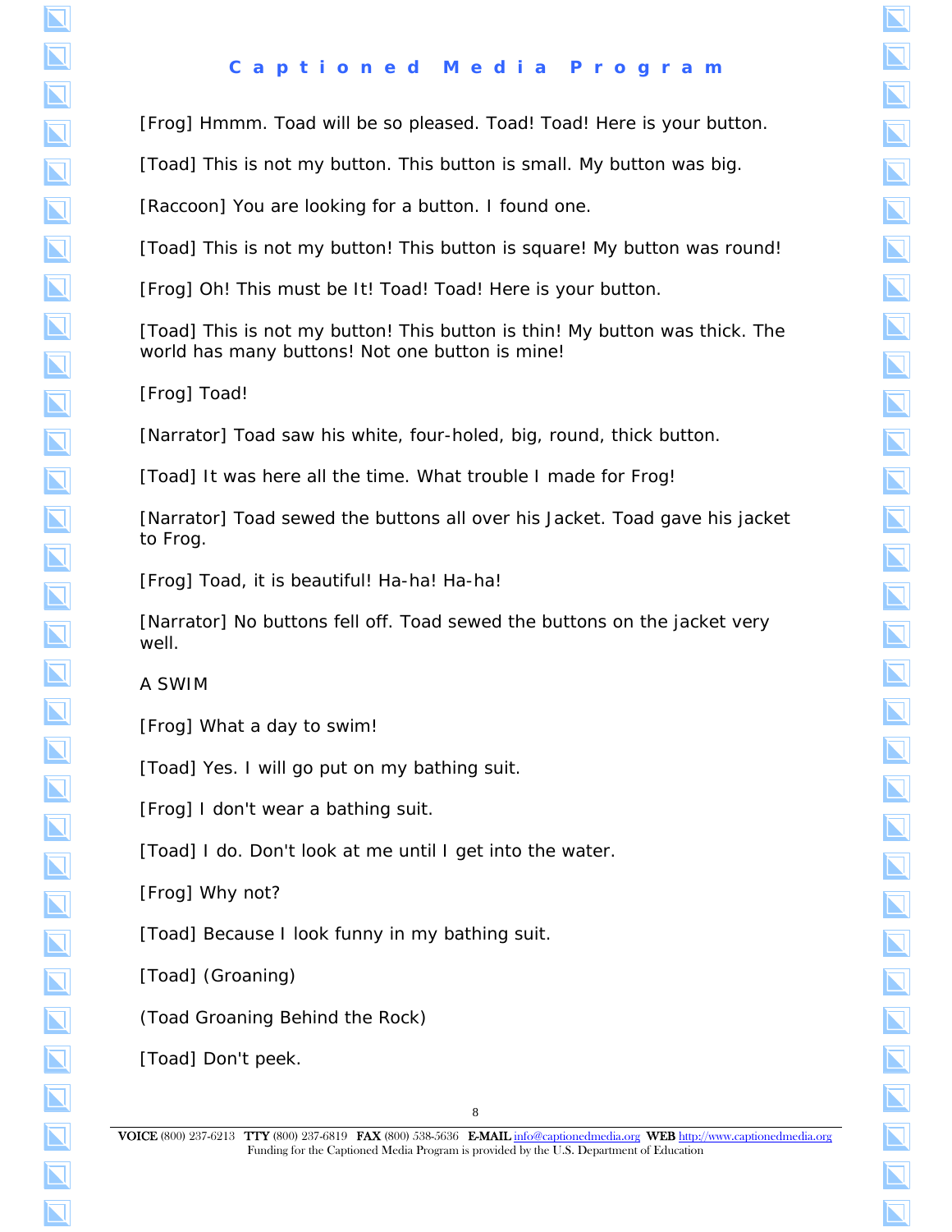[Frog] Hmmm. Toad will be so pleased. Toad! Toad! Here is your button.

[Toad] This is not my button. This button is small. My button was big.

[Raccoon] You are looking for a button. I found one.

[Toad] This is not my button! This button is square! My button was round!

[Frog] Oh! This must be It! Toad! Toad! Here is your button.

[Toad] This is not my button! This button is thin! My button was thick. The world has many buttons! Not one button is mine!

[Frog] Toad!

[Narrator] Toad saw his white, four-holed, big, round, thick button.

[Toad] It was here all the time. What trouble I made for Frog!

[Narrator] Toad sewed the buttons all over his Jacket. Toad gave his jacket to Frog.

[Frog] Toad, it is beautiful! Ha-ha! Ha-ha!

[Narrator] No buttons fell off. Toad sewed the buttons on the jacket very well.

A SWIM

[Frog] What a day to swim!

[Toad] Yes. I will go put on my bathing suit.

[Frog] I don't wear a bathing suit.

[Toad] I do. Don't look at me until I get into the water.

[Frog] Why not?

[Toad] Because I look funny in my bathing suit.

[Toad] (Groaning)

(Toad Groaning Behind the Rock)

[Toad] Don't peek.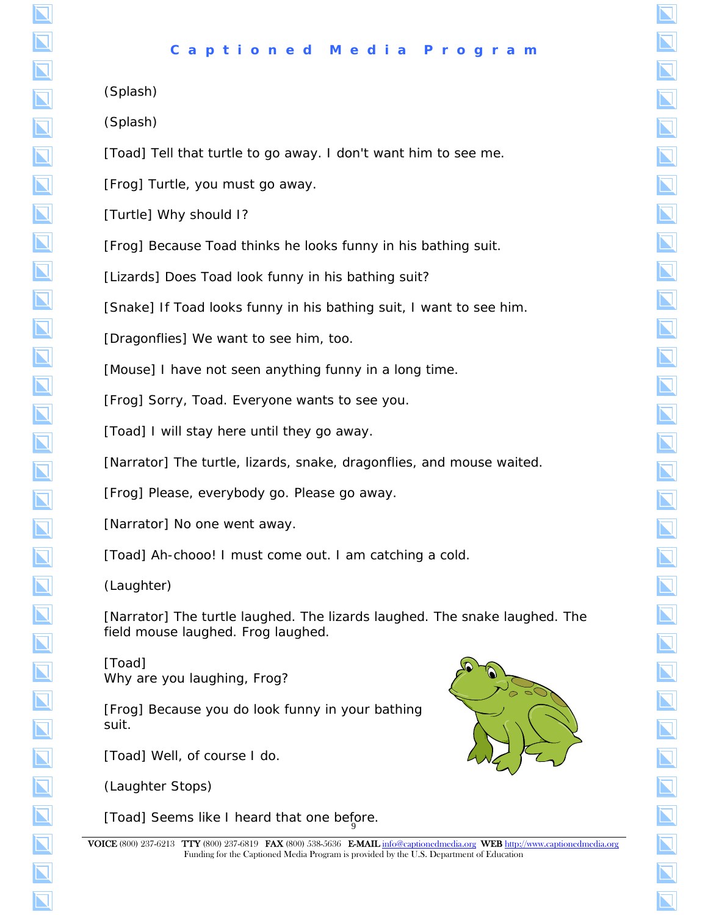(Splash)

(Splash)

[Toad] Tell that turtle to go away. I don't want him to see me.

[Frog] Turtle, you must go away.

[Turtle] Why should I?

[Frog] Because Toad thinks he looks funny in his bathing suit.

[Lizards] Does Toad look funny in his bathing suit?

[Snake] If Toad looks funny in his bathing suit, I want to see him.

[Dragonflies] We want to see him, too.

[Mouse] I have not seen anything funny in a long time.

[Frog] Sorry, Toad. Everyone wants to see you.

[Toad] I will stay here until they go away.

[Narrator] The turtle, lizards, snake, dragonflies, and mouse waited.

[Frog] Please, everybody go. Please go away.

[Narrator] No one went away.

[Toad] Ah-chooo! I must come out. I am catching a cold.

(Laughter)

[Narrator] The turtle laughed. The lizards laughed. The snake laughed. The field mouse laughed. Frog laughed.

[Toad]
Why are you laughing, Frog?

[Frog] Because you do look funny in your bathing suit.

[Toad] Well, of course I do.

(Laughter Stops)

[Toad] Seems like I heard that one before.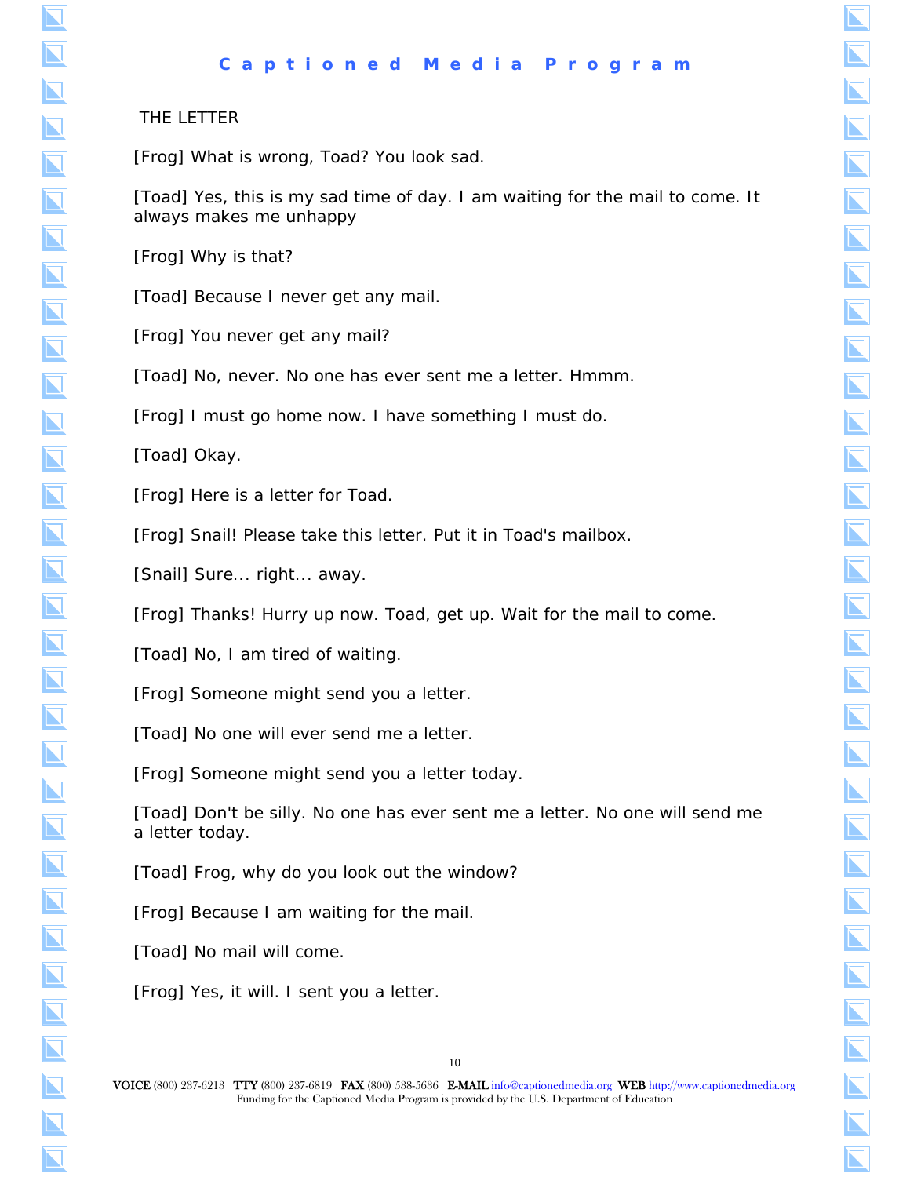THE LETTER

[Frog] What is wrong, Toad? You look sad.

[Toad] Yes, this is my sad time of day. I am waiting for the mail to come. It always makes me unhappy

[Frog] Why is that?

[Toad] Because I never get any mail.

[Frog] You never get any mail?

[Toad] No, never. No one has ever sent me a letter. Hmmm.

[Frog] I must go home now. I have something I must do.

[Toad] Okay.

[Frog] Here is a letter for Toad.

[Frog] Snail! Please take this letter. Put it in Toad's mailbox.

[Snail] Sure... right... away.

[Frog] Thanks! Hurry up now. Toad, get up. Wait for the mail to come.

[Toad] No, I am tired of waiting.

[Frog] Someone might send you a letter.

[Toad] No one will ever send me a letter.

[Frog] Someone might send you a letter today.

[Toad] Don't be silly. No one has ever sent me a letter. No one will send me a letter today.

[Toad] Frog, why do you look out the window?

[Frog] Because I am waiting for the mail.

[Toad] No mail will come.

[Frog] Yes, it will. I sent you a letter.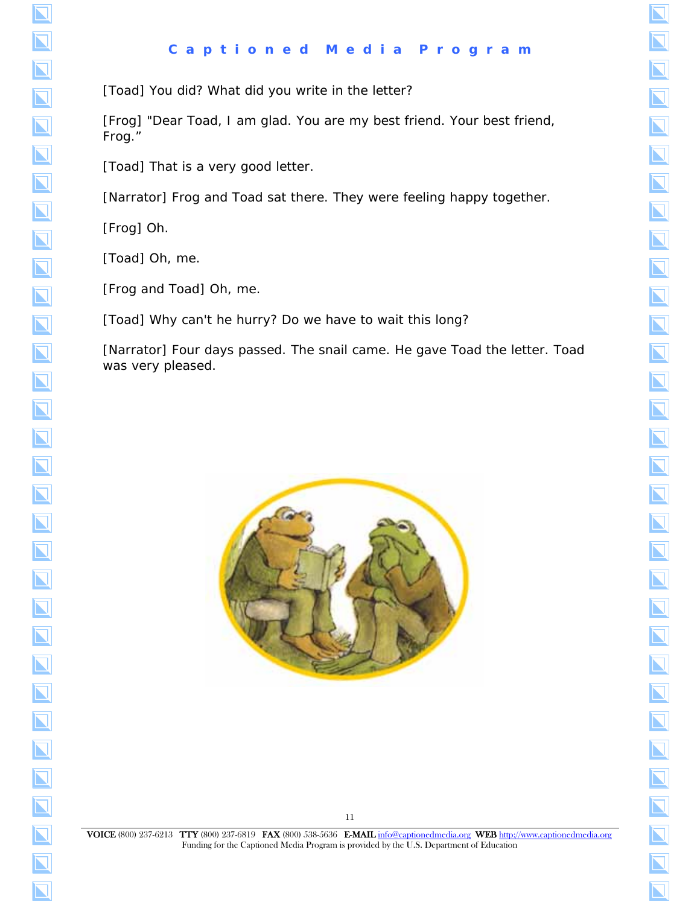[Toad] You did? What did you write in the letter?

[Frog] "Dear Toad, I am glad. You are my best friend. Your best friend, Frog."

[Toad] That is a very good letter.

[Narrator] Frog and Toad sat there. They were feeling happy together.

[Frog] Oh.

[Toad] Oh, me.

[Frog and Toad] Oh, me.

[Toad] Why can't he hurry? Do we have to wait this long?

[Narrator] Four days passed. The snail came. He gave Toad the letter. Toad was very pleased.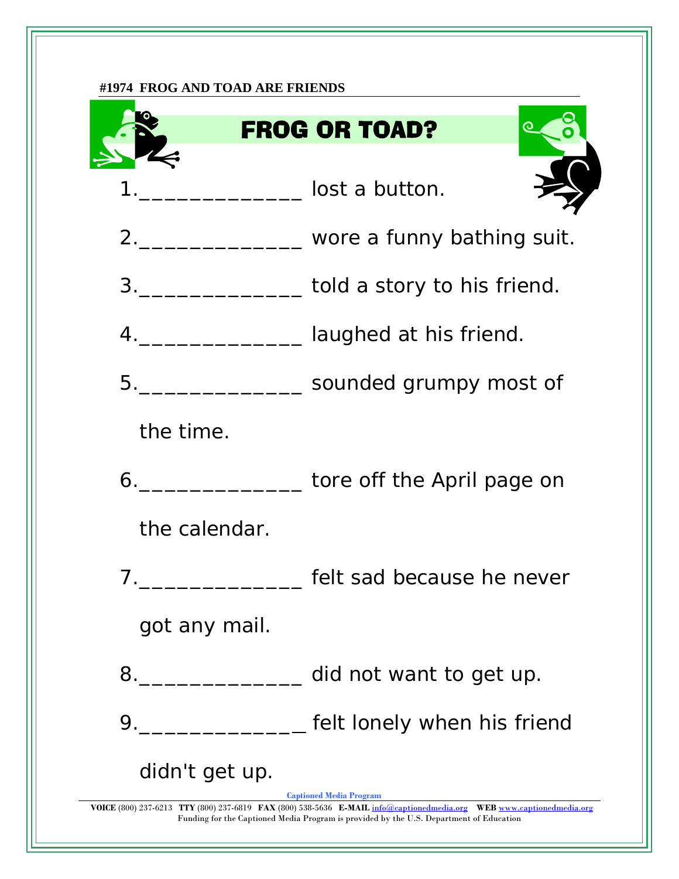**#1974 FROG AND TOAD ARE FRIENDS**

# FROG OR TOAD?

1.______________ lost a button.

2.______________ wore a funny bathing suit.

3.______________ told a story to his friend.

4.______________ laughed at his friend.

5.______________ sounded grumpy most of the time.

6.______________ tore off the April page on the calendar.

7.______________ felt sad because he never got any mail.

8.______________ did not want to get up.

9.______________ felt lonely when his friend didn't get up.

Captioned Media Program

**VOICE** (800) 237-6213 **TTY** (800) 237-6819 **FAX** (800) 538-5636 **E-MAIL** info@captionedmedia.org **WEB** www.captionedmedia.org

Funding for the Captioned Media Program is provided by the U.S. Department of Education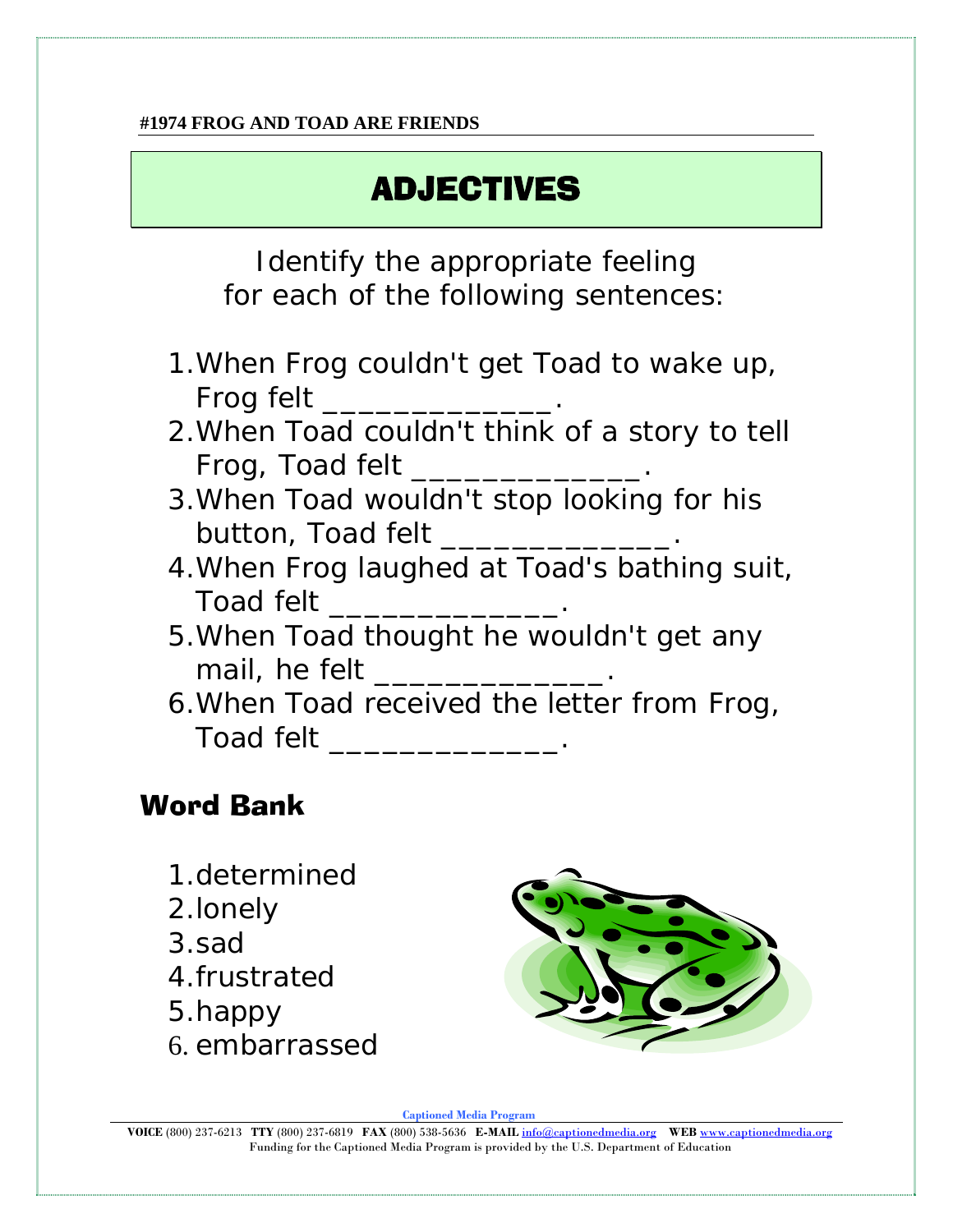**#1974 FROG AND TOAD ARE FRIENDS**

# ADJECTIVES

Identify the appropriate feeling for each of the following sentences:

1. When Frog couldn't get Toad to wake up, Frog felt _____________.
2. When Toad couldn't think of a story to tell Frog, Toad felt _____________.
3. When Toad wouldn't stop looking for his button, Toad felt _____________.
4. When Frog laughed at Toad's bathing suit, Toad felt _____________.
5. When Toad thought he wouldn't get any mail, he felt _____________.
6. When Toad received the letter from Frog, Toad felt _____________.

## Word Bank

1. determined
2. lonely
3. sad
4. frustrated
5. happy
6. embarrassed

Captioned Media Program

**VOICE** (800) 237-6213 **TTY** (800) 237-6819 **FAX** (800) 538-5636 **E-MAIL** info@captionedmedia.org **WEB** www.captionedmedia.org

Funding for the Captioned Media Program is provided by the U.S. Department of Education